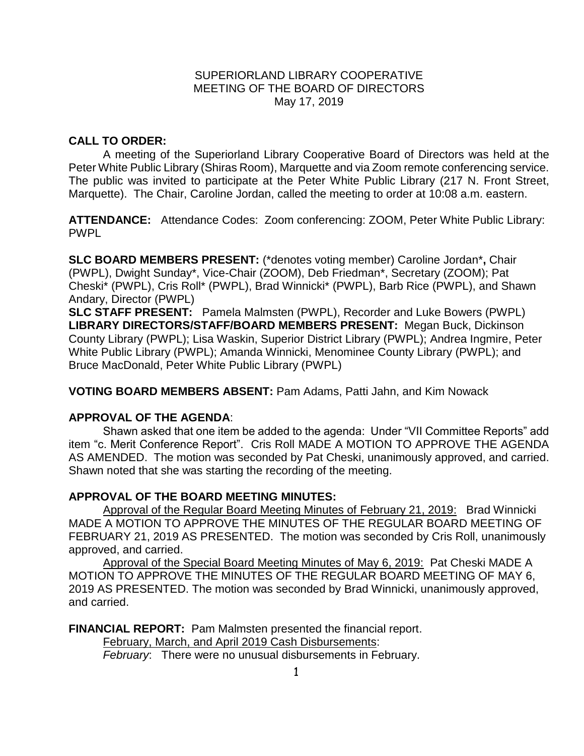SUPERIORLAND LIBRARY COOPERATIVE
MEETING OF THE BOARD OF DIRECTORS
May 17, 2019

**CALL TO ORDER:**

A meeting of the Superiorland Library Cooperative Board of Directors was held at the Peter White Public Library (Shiras Room), Marquette and via Zoom remote conferencing service. The public was invited to participate at the Peter White Public Library (217 N. Front Street, Marquette). The Chair, Caroline Jordan, called the meeting to order at 10:08 a.m. eastern.

**ATTENDANCE:** Attendance Codes: Zoom conferencing: ZOOM, Peter White Public Library: PWPL

**SLC BOARD MEMBERS PRESENT:** (*denotes voting member) Caroline Jordan*, Chair (PWPL), Dwight Sunday*, Vice-Chair (ZOOM), Deb Friedman*, Secretary (ZOOM); Pat Cheski* (PWPL), Cris Roll* (PWPL), Brad Winnicki* (PWPL), Barb Rice (PWPL), and Shawn Andary, Director (PWPL)

**SLC STAFF PRESENT:** Pamela Malmsten (PWPL), Recorder and Luke Bowers (PWPL)

**LIBRARY DIRECTORS/STAFF/BOARD MEMBERS PRESENT:** Megan Buck, Dickinson County Library (PWPL); Lisa Waskin, Superior District Library (PWPL); Andrea Ingmire, Peter White Public Library (PWPL); Amanda Winnicki, Menominee County Library (PWPL); and Bruce MacDonald, Peter White Public Library (PWPL)

**VOTING BOARD MEMBERS ABSENT:** Pam Adams, Patti Jahn, and Kim Nowack

**APPROVAL OF THE AGENDA**:

Shawn asked that one item be added to the agenda: Under "VII Committee Reports" add item "c. Merit Conference Report". Cris Roll MADE A MOTION TO APPROVE THE AGENDA AS AMENDED. The motion was seconded by Pat Cheski, unanimously approved, and carried. Shawn noted that she was starting the recording of the meeting.

**APPROVAL OF THE BOARD MEETING MINUTES:**

Approval of the Regular Board Meeting Minutes of February 21, 2019: Brad Winnicki MADE A MOTION TO APPROVE THE MINUTES OF THE REGULAR BOARD MEETING OF FEBRUARY 21, 2019 AS PRESENTED. The motion was seconded by Cris Roll, unanimously approved, and carried.

Approval of the Special Board Meeting Minutes of May 6, 2019: Pat Cheski MADE A MOTION TO APPROVE THE MINUTES OF THE REGULAR BOARD MEETING OF MAY 6, 2019 AS PRESENTED. The motion was seconded by Brad Winnicki, unanimously approved, and carried.

**FINANCIAL REPORT:** Pam Malmsten presented the financial report.

February, March, and April 2019 Cash Disbursements:

*February*: There were no unusual disbursements in February.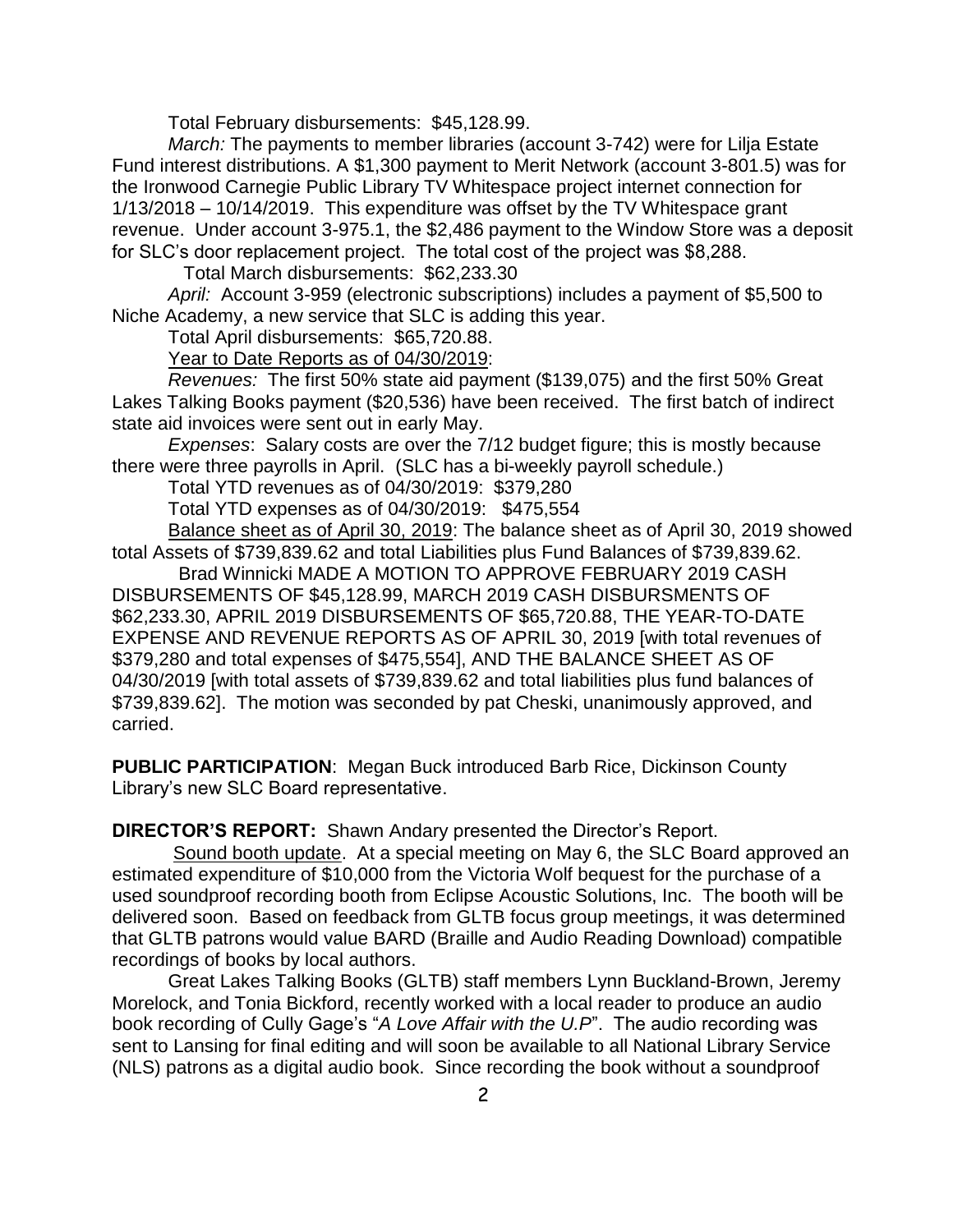Total February disbursements: $45,128.99.

*March:* The payments to member libraries (account 3-742) were for Lilja Estate Fund interest distributions. A $1,300 payment to Merit Network (account 3-801.5) was for the Ironwood Carnegie Public Library TV Whitespace project internet connection for 1/13/2018 – 10/14/2019. This expenditure was offset by the TV Whitespace grant revenue. Under account 3-975.1, the $2,486 payment to the Window Store was a deposit for SLC's door replacement project. The total cost of the project was $8,288.

Total March disbursements: $62,233.30

*April:* Account 3-959 (electronic subscriptions) includes a payment of $5,500 to Niche Academy, a new service that SLC is adding this year.

Total April disbursements: $65,720.88.

<u>Year to Date Reports as of 04/30/2019</u>:

*Revenues:* The first 50% state aid payment ($139,075) and the first 50% Great Lakes Talking Books payment ($20,536) have been received. The first batch of indirect state aid invoices were sent out in early May.

*Expenses*: Salary costs are over the 7/12 budget figure; this is mostly because there were three payrolls in April. (SLC has a bi-weekly payroll schedule.)

Total YTD revenues as of 04/30/2019: $379,280

Total YTD expenses as of 04/30/2019: $475,554

<u>Balance sheet as of April 30, 2019</u>: The balance sheet as of April 30, 2019 showed total Assets of $739,839.62 and total Liabilities plus Fund Balances of $739,839.62.

Brad Winnicki MADE A MOTION TO APPROVE FEBRUARY 2019 CASH DISBURSEMENTS OF $45,128.99, MARCH 2019 CASH DISBURSMENTS OF $62,233.30, APRIL 2019 DISBURSEMENTS OF $65,720.88, THE YEAR-TO-DATE EXPENSE AND REVENUE REPORTS AS OF APRIL 30, 2019 [with total revenues of $379,280 and total expenses of $475,554], AND THE BALANCE SHEET AS OF 04/30/2019 [with total assets of $739,839.62 and total liabilities plus fund balances of $739,839.62]. The motion was seconded by pat Cheski, unanimously approved, and carried.

**PUBLIC PARTICIPATION**: Megan Buck introduced Barb Rice, Dickinson County Library's new SLC Board representative.

**DIRECTOR'S REPORT:** Shawn Andary presented the Director's Report.

<u>Sound booth update</u>. At a special meeting on May 6, the SLC Board approved an estimated expenditure of $10,000 from the Victoria Wolf bequest for the purchase of a used soundproof recording booth from Eclipse Acoustic Solutions, Inc. The booth will be delivered soon. Based on feedback from GLTB focus group meetings, it was determined that GLTB patrons would value BARD (Braille and Audio Reading Download) compatible recordings of books by local authors.

Great Lakes Talking Books (GLTB) staff members Lynn Buckland-Brown, Jeremy Morelock, and Tonia Bickford, recently worked with a local reader to produce an audio book recording of Cully Gage's "*A Love Affair with the U.P*". The audio recording was sent to Lansing for final editing and will soon be available to all National Library Service (NLS) patrons as a digital audio book. Since recording the book without a soundproof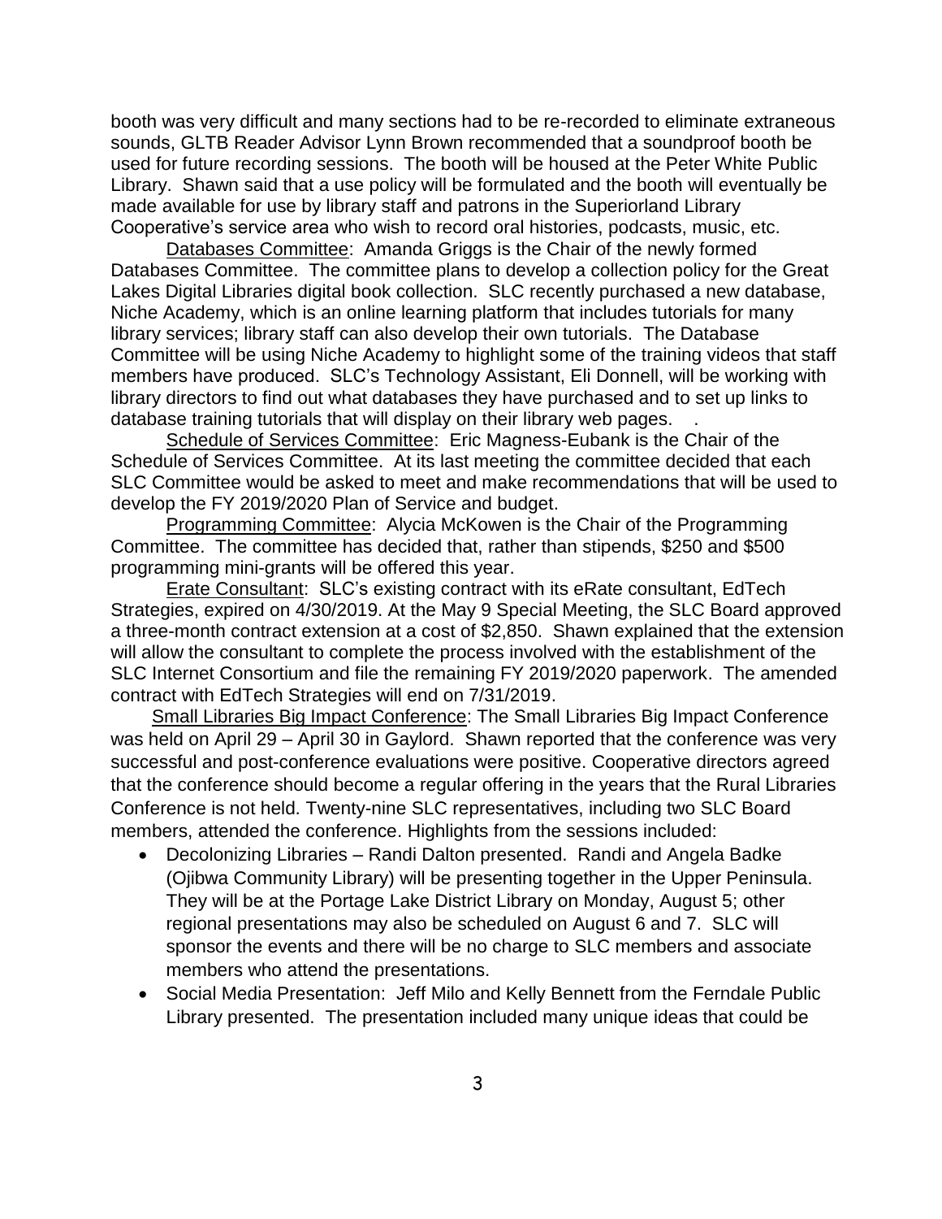booth was very difficult and many sections had to be re-recorded to eliminate extraneous sounds, GLTB Reader Advisor Lynn Brown recommended that a soundproof booth be used for future recording sessions. The booth will be housed at the Peter White Public Library. Shawn said that a use policy will be formulated and the booth will eventually be made available for use by library staff and patrons in the Superiorland Library Cooperative's service area who wish to record oral histories, podcasts, music, etc.

Databases Committee: Amanda Griggs is the Chair of the newly formed Databases Committee. The committee plans to develop a collection policy for the Great Lakes Digital Libraries digital book collection. SLC recently purchased a new database, Niche Academy, which is an online learning platform that includes tutorials for many library services; library staff can also develop their own tutorials. The Database Committee will be using Niche Academy to highlight some of the training videos that staff members have produced. SLC's Technology Assistant, Eli Donnell, will be working with library directors to find out what databases they have purchased and to set up links to database training tutorials that will display on their library web pages. .

Schedule of Services Committee: Eric Magness-Eubank is the Chair of the Schedule of Services Committee. At its last meeting the committee decided that each SLC Committee would be asked to meet and make recommendations that will be used to develop the FY 2019/2020 Plan of Service and budget.

Programming Committee: Alycia McKowen is the Chair of the Programming Committee. The committee has decided that, rather than stipends, $250 and $500 programming mini-grants will be offered this year.

Erate Consultant: SLC's existing contract with its eRate consultant, EdTech Strategies, expired on 4/30/2019. At the May 9 Special Meeting, the SLC Board approved a three-month contract extension at a cost of $2,850. Shawn explained that the extension will allow the consultant to complete the process involved with the establishment of the SLC Internet Consortium and file the remaining FY 2019/2020 paperwork. The amended contract with EdTech Strategies will end on 7/31/2019.

Small Libraries Big Impact Conference: The Small Libraries Big Impact Conference was held on April 29 – April 30 in Gaylord. Shawn reported that the conference was very successful and post-conference evaluations were positive. Cooperative directors agreed that the conference should become a regular offering in the years that the Rural Libraries Conference is not held. Twenty-nine SLC representatives, including two SLC Board members, attended the conference. Highlights from the sessions included:

- Decolonizing Libraries – Randi Dalton presented. Randi and Angela Badke (Ojibwa Community Library) will be presenting together in the Upper Peninsula. They will be at the Portage Lake District Library on Monday, August 5; other regional presentations may also be scheduled on August 6 and 7. SLC will sponsor the events and there will be no charge to SLC members and associate members who attend the presentations.
- Social Media Presentation: Jeff Milo and Kelly Bennett from the Ferndale Public Library presented. The presentation included many unique ideas that could be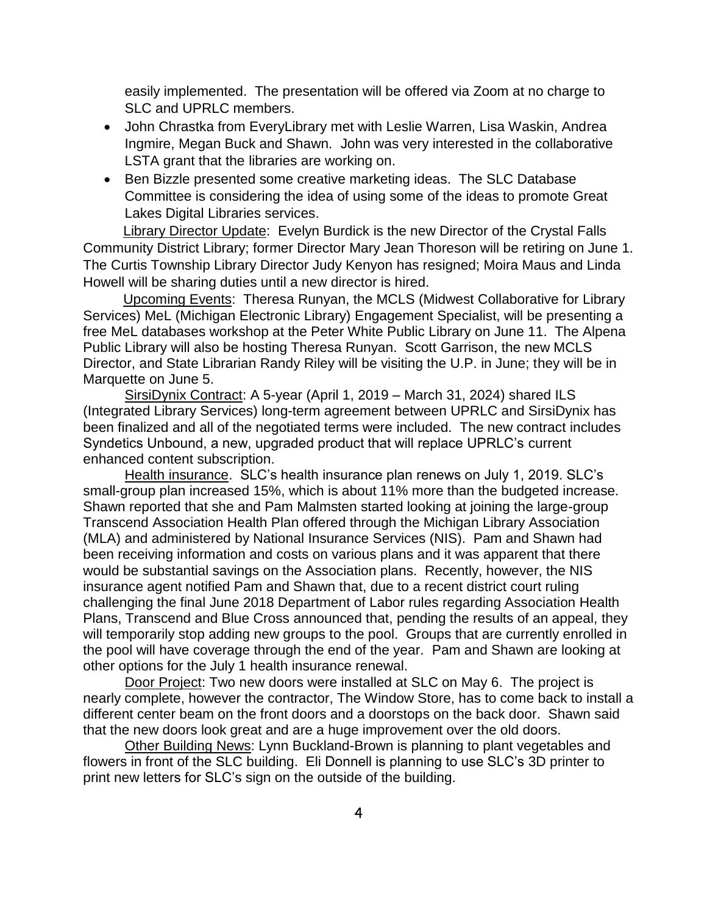easily implemented. The presentation will be offered via Zoom at no charge to SLC and UPRLC members.

- John Chrastka from EveryLibrary met with Leslie Warren, Lisa Waskin, Andrea Ingmire, Megan Buck and Shawn. John was very interested in the collaborative LSTA grant that the libraries are working on.
- Ben Bizzle presented some creative marketing ideas. The SLC Database Committee is considering the idea of using some of the ideas to promote Great Lakes Digital Libraries services.

<u>Library Director Update</u>: Evelyn Burdick is the new Director of the Crystal Falls Community District Library; former Director Mary Jean Thoreson will be retiring on June 1. The Curtis Township Library Director Judy Kenyon has resigned; Moira Maus and Linda Howell will be sharing duties until a new director is hired.

<u>Upcoming Events</u>: Theresa Runyan, the MCLS (Midwest Collaborative for Library Services) MeL (Michigan Electronic Library) Engagement Specialist, will be presenting a free MeL databases workshop at the Peter White Public Library on June 11. The Alpena Public Library will also be hosting Theresa Runyan. Scott Garrison, the new MCLS Director, and State Librarian Randy Riley will be visiting the U.P. in June; they will be in Marquette on June 5.

<u>SirsiDynix Contract</u>: A 5-year (April 1, 2019 – March 31, 2024) shared ILS (Integrated Library Services) long-term agreement between UPRLC and SirsiDynix has been finalized and all of the negotiated terms were included. The new contract includes Syndetics Unbound, a new, upgraded product that will replace UPRLC's current enhanced content subscription.

<u>Health insurance</u>. SLC's health insurance plan renews on July 1, 2019. SLC's small-group plan increased 15%, which is about 11% more than the budgeted increase. Shawn reported that she and Pam Malmsten started looking at joining the large-group Transcend Association Health Plan offered through the Michigan Library Association (MLA) and administered by National Insurance Services (NIS). Pam and Shawn had been receiving information and costs on various plans and it was apparent that there would be substantial savings on the Association plans. Recently, however, the NIS insurance agent notified Pam and Shawn that, due to a recent district court ruling challenging the final June 2018 Department of Labor rules regarding Association Health Plans, Transcend and Blue Cross announced that, pending the results of an appeal, they will temporarily stop adding new groups to the pool. Groups that are currently enrolled in the pool will have coverage through the end of the year. Pam and Shawn are looking at other options for the July 1 health insurance renewal.

<u>Door Project</u>: Two new doors were installed at SLC on May 6. The project is nearly complete, however the contractor, The Window Store, has to come back to install a different center beam on the front doors and a doorstops on the back door. Shawn said that the new doors look great and are a huge improvement over the old doors.

<u>Other Building News</u>: Lynn Buckland-Brown is planning to plant vegetables and flowers in front of the SLC building. Eli Donnell is planning to use SLC's 3D printer to print new letters for SLC's sign on the outside of the building.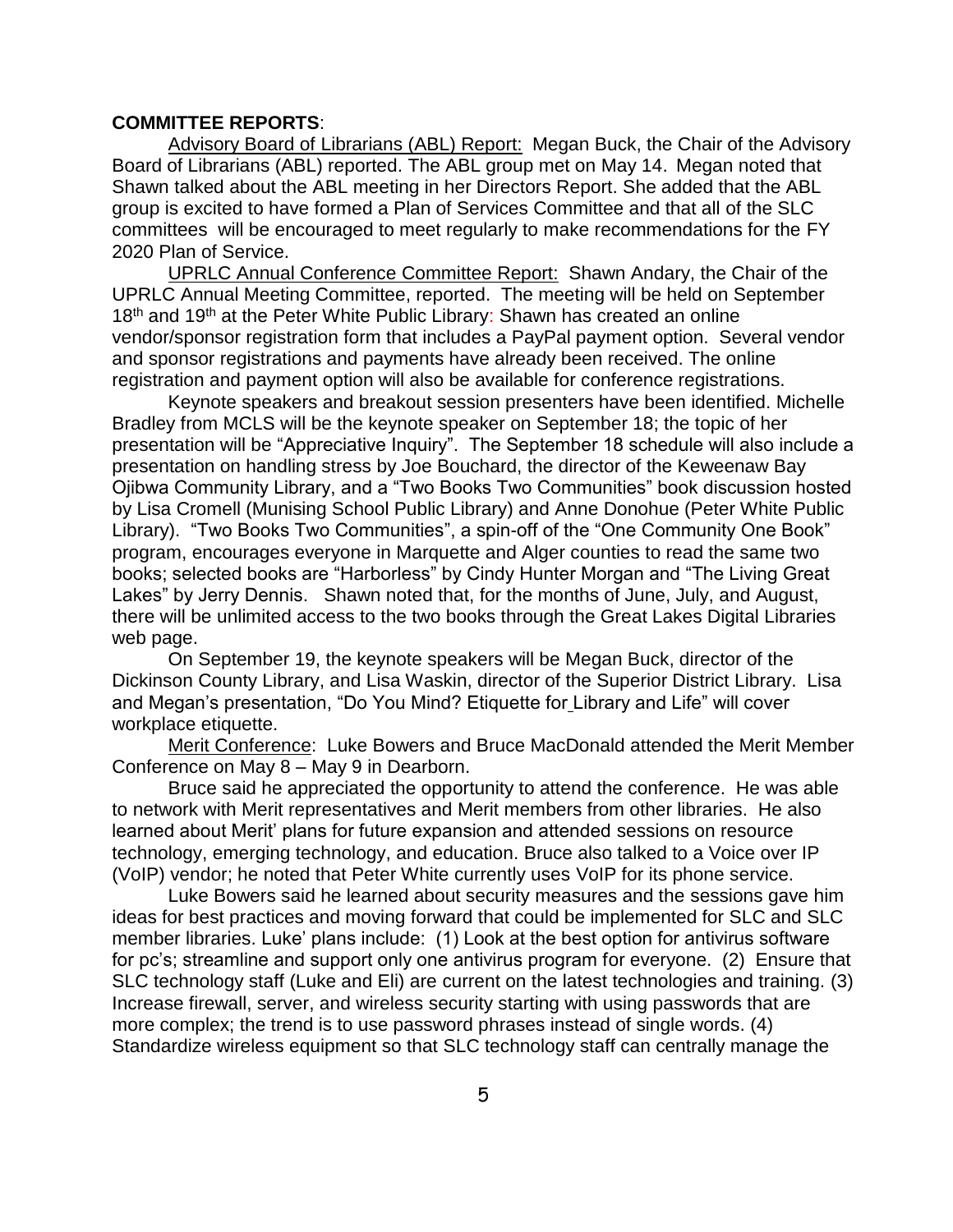**COMMITTEE REPORTS**:

Advisory Board of Librarians (ABL) Report: Megan Buck, the Chair of the Advisory Board of Librarians (ABL) reported. The ABL group met on May 14. Megan noted that Shawn talked about the ABL meeting in her Directors Report. She added that the ABL group is excited to have formed a Plan of Services Committee and that all of the SLC committees will be encouraged to meet regularly to make recommendations for the FY 2020 Plan of Service.

UPRLC Annual Conference Committee Report: Shawn Andary, the Chair of the UPRLC Annual Meeting Committee, reported. The meeting will be held on September 18th and 19th at the Peter White Public Library: Shawn has created an online vendor/sponsor registration form that includes a PayPal payment option. Several vendor and sponsor registrations and payments have already been received. The online registration and payment option will also be available for conference registrations.

Keynote speakers and breakout session presenters have been identified. Michelle Bradley from MCLS will be the keynote speaker on September 18; the topic of her presentation will be "Appreciative Inquiry". The September 18 schedule will also include a presentation on handling stress by Joe Bouchard, the director of the Keweenaw Bay Ojibwa Community Library, and a "Two Books Two Communities" book discussion hosted by Lisa Cromell (Munising School Public Library) and Anne Donohue (Peter White Public Library). "Two Books Two Communities", a spin-off of the "One Community One Book" program, encourages everyone in Marquette and Alger counties to read the same two books; selected books are "Harborless" by Cindy Hunter Morgan and "The Living Great Lakes" by Jerry Dennis. Shawn noted that, for the months of June, July, and August, there will be unlimited access to the two books through the Great Lakes Digital Libraries web page.

On September 19, the keynote speakers will be Megan Buck, director of the Dickinson County Library, and Lisa Waskin, director of the Superior District Library. Lisa and Megan's presentation, "Do You Mind? Etiquette for Library and Life" will cover workplace etiquette.

Merit Conference: Luke Bowers and Bruce MacDonald attended the Merit Member Conference on May 8 – May 9 in Dearborn.

Bruce said he appreciated the opportunity to attend the conference. He was able to network with Merit representatives and Merit members from other libraries. He also learned about Merit' plans for future expansion and attended sessions on resource technology, emerging technology, and education. Bruce also talked to a Voice over IP (VoIP) vendor; he noted that Peter White currently uses VoIP for its phone service.

Luke Bowers said he learned about security measures and the sessions gave him ideas for best practices and moving forward that could be implemented for SLC and SLC member libraries. Luke' plans include: (1) Look at the best option for antivirus software for pc's; streamline and support only one antivirus program for everyone. (2) Ensure that SLC technology staff (Luke and Eli) are current on the latest technologies and training. (3) Increase firewall, server, and wireless security starting with using passwords that are more complex; the trend is to use password phrases instead of single words. (4) Standardize wireless equipment so that SLC technology staff can centrally manage the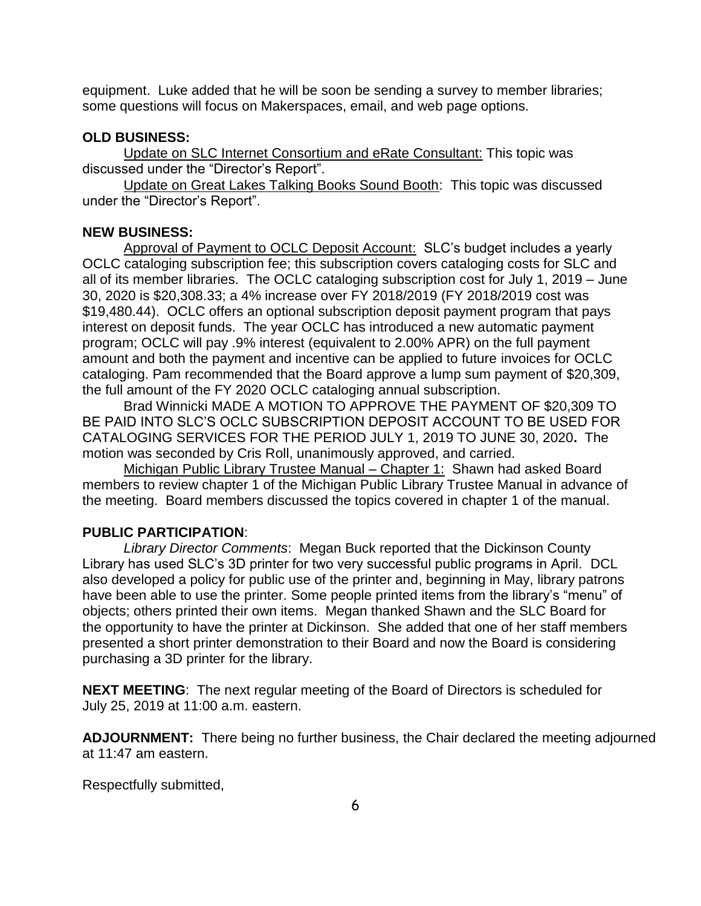equipment. Luke added that he will be soon be sending a survey to member libraries; some questions will focus on Makerspaces, email, and web page options.

**OLD BUSINESS:**

Update on SLC Internet Consortium and eRate Consultant: This topic was discussed under the "Director's Report".

Update on Great Lakes Talking Books Sound Booth: This topic was discussed under the "Director's Report".

**NEW BUSINESS:**

Approval of Payment to OCLC Deposit Account: SLC's budget includes a yearly OCLC cataloging subscription fee; this subscription covers cataloging costs for SLC and all of its member libraries. The OCLC cataloging subscription cost for July 1, 2019 – June 30, 2020 is $20,308.33; a 4% increase over FY 2018/2019 (FY 2018/2019 cost was $19,480.44). OCLC offers an optional subscription deposit payment program that pays interest on deposit funds. The year OCLC has introduced a new automatic payment program; OCLC will pay .9% interest (equivalent to 2.00% APR) on the full payment amount and both the payment and incentive can be applied to future invoices for OCLC cataloging. Pam recommended that the Board approve a lump sum payment of $20,309, the full amount of the FY 2020 OCLC cataloging annual subscription.

Brad Winnicki MADE A MOTION TO APPROVE THE PAYMENT OF $20,309 TO BE PAID INTO SLC'S OCLC SUBSCRIPTION DEPOSIT ACCOUNT TO BE USED FOR CATALOGING SERVICES FOR THE PERIOD JULY 1, 2019 TO JUNE 30, 2020**.** The motion was seconded by Cris Roll, unanimously approved, and carried.

Michigan Public Library Trustee Manual – Chapter 1: Shawn had asked Board members to review chapter 1 of the Michigan Public Library Trustee Manual in advance of the meeting. Board members discussed the topics covered in chapter 1 of the manual.

**PUBLIC PARTICIPATION**:

*Library Director Comments*: Megan Buck reported that the Dickinson County Library has used SLC's 3D printer for two very successful public programs in April. DCL also developed a policy for public use of the printer and, beginning in May, library patrons have been able to use the printer. Some people printed items from the library's "menu" of objects; others printed their own items. Megan thanked Shawn and the SLC Board for the opportunity to have the printer at Dickinson. She added that one of her staff members presented a short printer demonstration to their Board and now the Board is considering purchasing a 3D printer for the library.

**NEXT MEETING**: The next regular meeting of the Board of Directors is scheduled for July 25, 2019 at 11:00 a.m. eastern.

**ADJOURNMENT:** There being no further business, the Chair declared the meeting adjourned at 11:47 am eastern.

Respectfully submitted,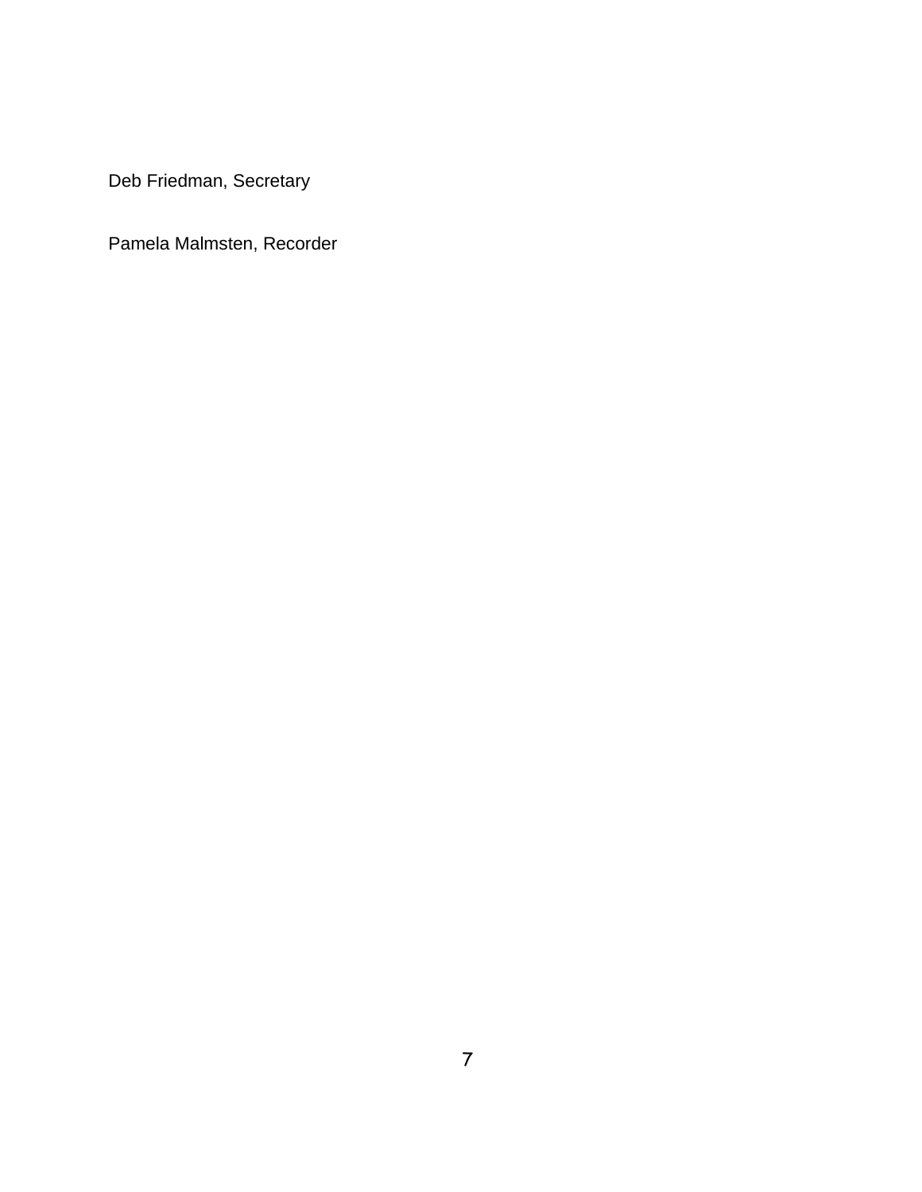Deb Friedman, Secretary

Pamela Malmsten, Recorder